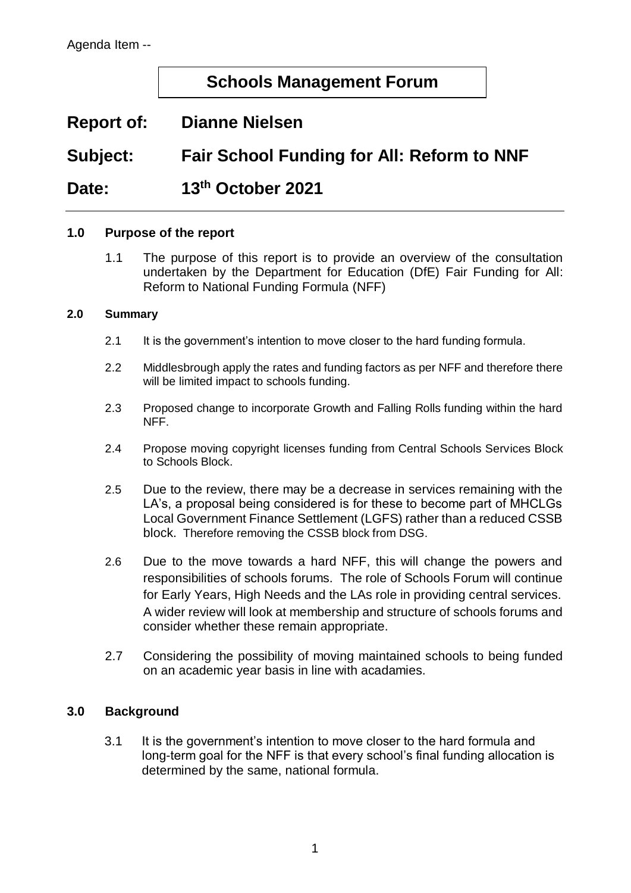Agenda Item --

# Schools Management Forum

**Report of: Dianne Nielsen**

**Subject: Fair School Funding for All: Reform to NNF**

**Date: 13th October 2021**

## 1.0 Purpose of the report

1.1 The purpose of this report is to provide an overview of the consultation undertaken by the Department for Education (DfE) Fair Funding for All: Reform to National Funding Formula (NFF)

## 2.0 Summary

2.1 It is the government's intention to move closer to the hard funding formula.

2.2 Middlesbrough apply the rates and funding factors as per NFF and therefore there will be limited impact to schools funding.

2.3 Proposed change to incorporate Growth and Falling Rolls funding within the hard NFF.

2.4 Propose moving copyright licenses funding from Central Schools Services Block to Schools Block.

2.5 Due to the review, there may be a decrease in services remaining with the LA's, a proposal being considered is for these to become part of MHCLGs Local Government Finance Settlement (LGFS) rather than a reduced CSSB block. Therefore removing the CSSB block from DSG.

2.6 Due to the move towards a hard NFF, this will change the powers and responsibilities of schools forums. The role of Schools Forum will continue for Early Years, High Needs and the LAs role in providing central services. A wider review will look at membership and structure of schools forums and consider whether these remain appropriate.

2.7 Considering the possibility of moving maintained schools to being funded on an academic year basis in line with acadamies.

## 3.0 Background

3.1 It is the government's intention to move closer to the hard formula and long-term goal for the NFF is that every school's final funding allocation is determined by the same, national formula.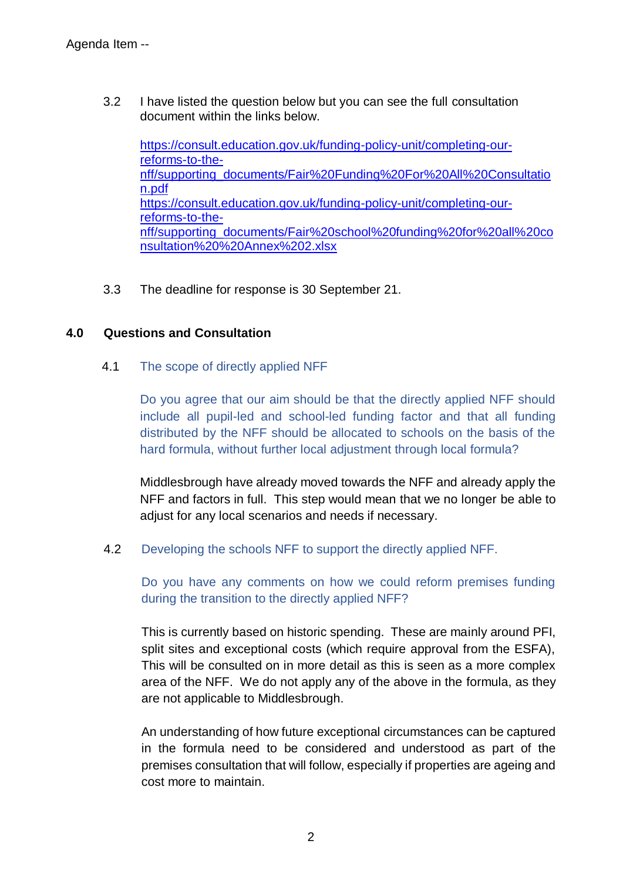3.2 I have listed the question below but you can see the full consultation document within the links below.

https://consult.education.gov.uk/funding-policy-unit/completing-our-reforms-to-the-nff/supporting_documents/Fair%20Funding%20For%20All%20Consultation.pdf
https://consult.education.gov.uk/funding-policy-unit/completing-our-reforms-to-the-nff/supporting_documents/Fair%20school%20funding%20for%20all%20consultation%20%20Annex%202.xlsx

3.3 The deadline for response is 30 September 21.

## 4.0 Questions and Consultation

4.1 The scope of directly applied NFF

Do you agree that our aim should be that the directly applied NFF should include all pupil-led and school-led funding factor and that all funding distributed by the NFF should be allocated to schools on the basis of the hard formula, without further local adjustment through local formula?

Middlesbrough have already moved towards the NFF and already apply the NFF and factors in full. This step would mean that we no longer be able to adjust for any local scenarios and needs if necessary.

4.2 Developing the schools NFF to support the directly applied NFF.

Do you have any comments on how we could reform premises funding during the transition to the directly applied NFF?

This is currently based on historic spending. These are mainly around PFI, split sites and exceptional costs (which require approval from the ESFA), This will be consulted on in more detail as this is seen as a more complex area of the NFF. We do not apply any of the above in the formula, as they are not applicable to Middlesbrough.

An understanding of how future exceptional circumstances can be captured in the formula need to be considered and understood as part of the premises consultation that will follow, especially if properties are ageing and cost more to maintain.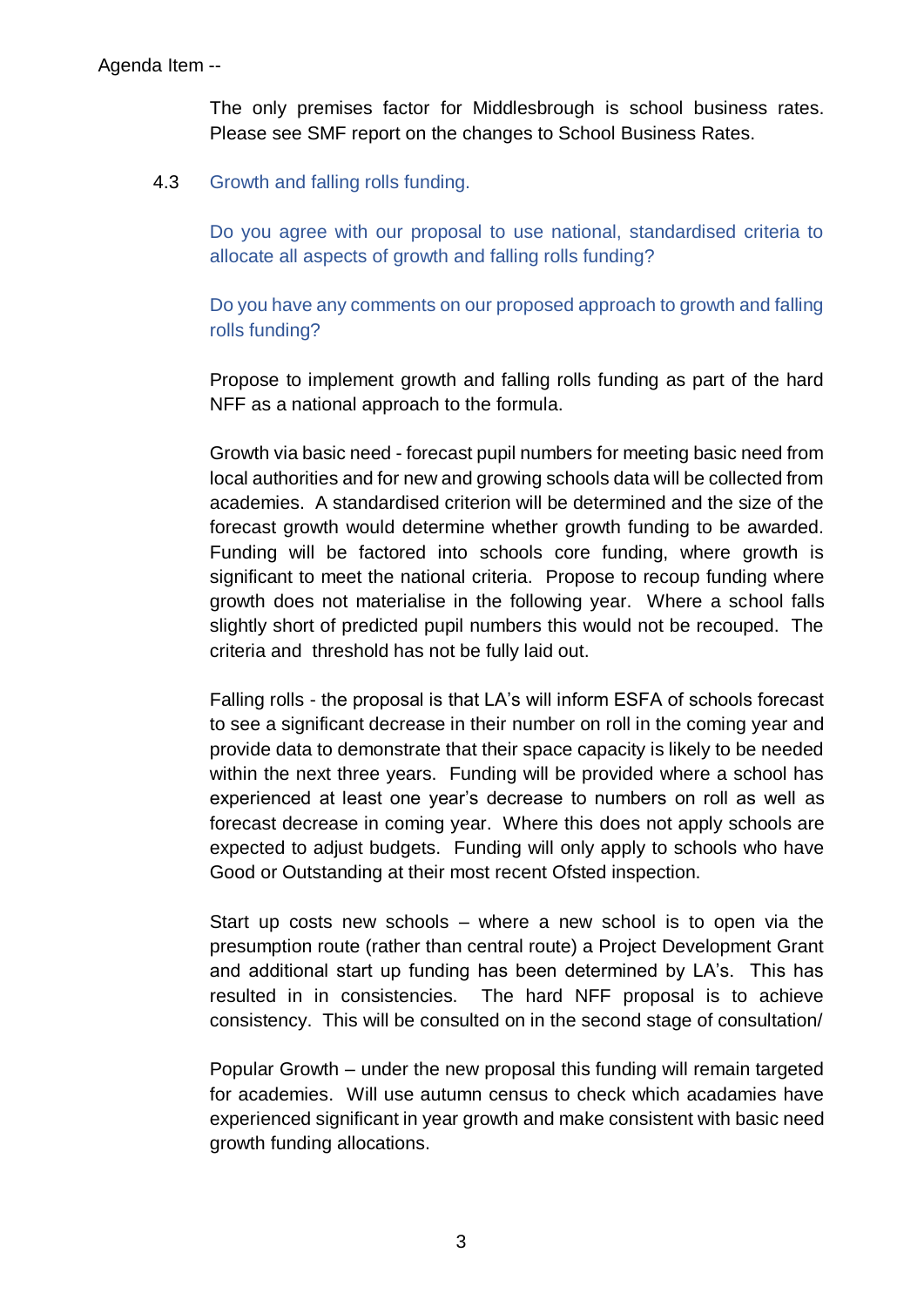Agenda Item --

The only premises factor for Middlesbrough is school business rates. Please see SMF report on the changes to School Business Rates.

### 4.3 Growth and falling rolls funding.

Do you agree with our proposal to use national, standardised criteria to allocate all aspects of growth and falling rolls funding?

Do you have any comments on our proposed approach to growth and falling rolls funding?

Propose to implement growth and falling rolls funding as part of the hard NFF as a national approach to the formula.

Growth via basic need - forecast pupil numbers for meeting basic need from local authorities and for new and growing schools data will be collected from academies. A standardised criterion will be determined and the size of the forecast growth would determine whether growth funding to be awarded. Funding will be factored into schools core funding, where growth is significant to meet the national criteria. Propose to recoup funding where growth does not materialise in the following year. Where a school falls slightly short of predicted pupil numbers this would not be recouped. The criteria and threshold has not be fully laid out.

Falling rolls - the proposal is that LA's will inform ESFA of schools forecast to see a significant decrease in their number on roll in the coming year and provide data to demonstrate that their space capacity is likely to be needed within the next three years. Funding will be provided where a school has experienced at least one year's decrease to numbers on roll as well as forecast decrease in coming year. Where this does not apply schools are expected to adjust budgets. Funding will only apply to schools who have Good or Outstanding at their most recent Ofsted inspection.

Start up costs new schools – where a new school is to open via the presumption route (rather than central route) a Project Development Grant and additional start up funding has been determined by LA's. This has resulted in in consistencies. The hard NFF proposal is to achieve consistency. This will be consulted on in the second stage of consultation/

Popular Growth – under the new proposal this funding will remain targeted for academies. Will use autumn census to check which acadamies have experienced significant in year growth and make consistent with basic need growth funding allocations.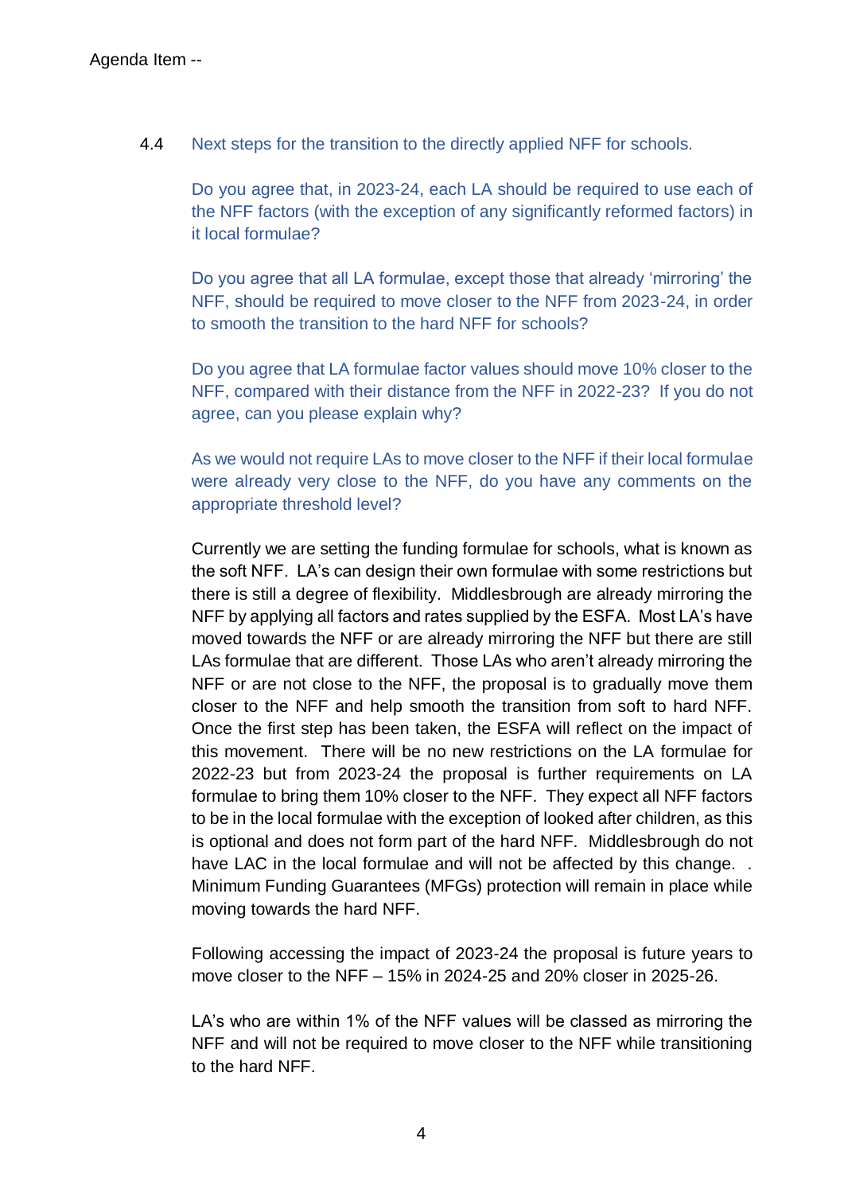Agenda Item --

4.4 Next steps for the transition to the directly applied NFF for schools.

Do you agree that, in 2023-24, each LA should be required to use each of the NFF factors (with the exception of any significantly reformed factors) in it local formulae?

Do you agree that all LA formulae, except those that already 'mirroring' the NFF, should be required to move closer to the NFF from 2023-24, in order to smooth the transition to the hard NFF for schools?

Do you agree that LA formulae factor values should move 10% closer to the NFF, compared with their distance from the NFF in 2022-23? If you do not agree, can you please explain why?

As we would not require LAs to move closer to the NFF if their local formulae were already very close to the NFF, do you have any comments on the appropriate threshold level?

Currently we are setting the funding formulae for schools, what is known as the soft NFF. LA's can design their own formulae with some restrictions but there is still a degree of flexibility. Middlesbrough are already mirroring the NFF by applying all factors and rates supplied by the ESFA. Most LA's have moved towards the NFF or are already mirroring the NFF but there are still LAs formulae that are different. Those LAs who aren't already mirroring the NFF or are not close to the NFF, the proposal is to gradually move them closer to the NFF and help smooth the transition from soft to hard NFF. Once the first step has been taken, the ESFA will reflect on the impact of this movement. There will be no new restrictions on the LA formulae for 2022-23 but from 2023-24 the proposal is further requirements on LA formulae to bring them 10% closer to the NFF. They expect all NFF factors to be in the local formulae with the exception of looked after children, as this is optional and does not form part of the hard NFF. Middlesbrough do not have LAC in the local formulae and will not be affected by this change. . Minimum Funding Guarantees (MFGs) protection will remain in place while moving towards the hard NFF.

Following accessing the impact of 2023-24 the proposal is future years to move closer to the NFF – 15% in 2024-25 and 20% closer in 2025-26.

LA's who are within 1% of the NFF values will be classed as mirroring the NFF and will not be required to move closer to the NFF while transitioning to the hard NFF.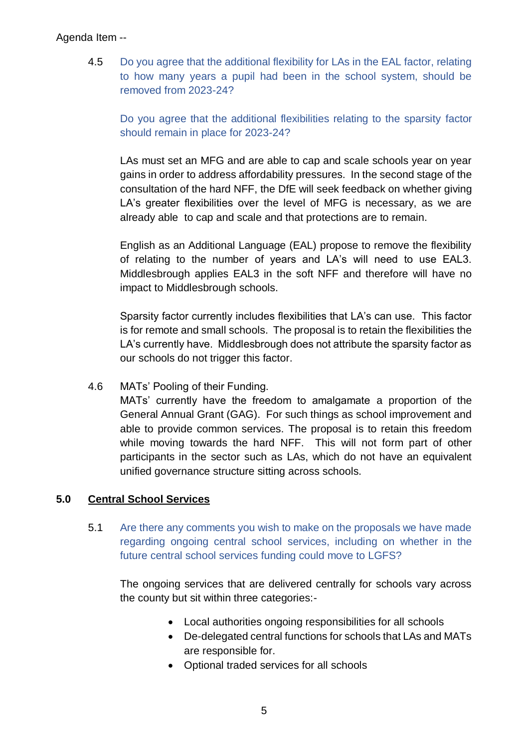Agenda Item --

4.5 Do you agree that the additional flexibility for LAs in the EAL factor, relating to how many years a pupil had been in the school system, should be removed from 2023-24?

Do you agree that the additional flexibilities relating to the sparsity factor should remain in place for 2023-24?

LAs must set an MFG and are able to cap and scale schools year on year gains in order to address affordability pressures. In the second stage of the consultation of the hard NFF, the DfE will seek feedback on whether giving LA's greater flexibilities over the level of MFG is necessary, as we are already able to cap and scale and that protections are to remain.

English as an Additional Language (EAL) propose to remove the flexibility of relating to the number of years and LA's will need to use EAL3. Middlesbrough applies EAL3 in the soft NFF and therefore will have no impact to Middlesbrough schools.

Sparsity factor currently includes flexibilities that LA's can use. This factor is for remote and small schools. The proposal is to retain the flexibilities the LA's currently have. Middlesbrough does not attribute the sparsity factor as our schools do not trigger this factor.

4.6 MATs' Pooling of their Funding.
MATs' currently have the freedom to amalgamate a proportion of the General Annual Grant (GAG). For such things as school improvement and able to provide common services. The proposal is to retain this freedom while moving towards the hard NFF. This will not form part of other participants in the sector such as LAs, which do not have an equivalent unified governance structure sitting across schools.

## 5.0 Central School Services

5.1 Are there any comments you wish to make on the proposals we have made regarding ongoing central school services, including on whether in the future central school services funding could move to LGFS?

The ongoing services that are delivered centrally for schools vary across the county but sit within three categories:-

- Local authorities ongoing responsibilities for all schools
- De-delegated central functions for schools that LAs and MATs are responsible for.
- Optional traded services for all schools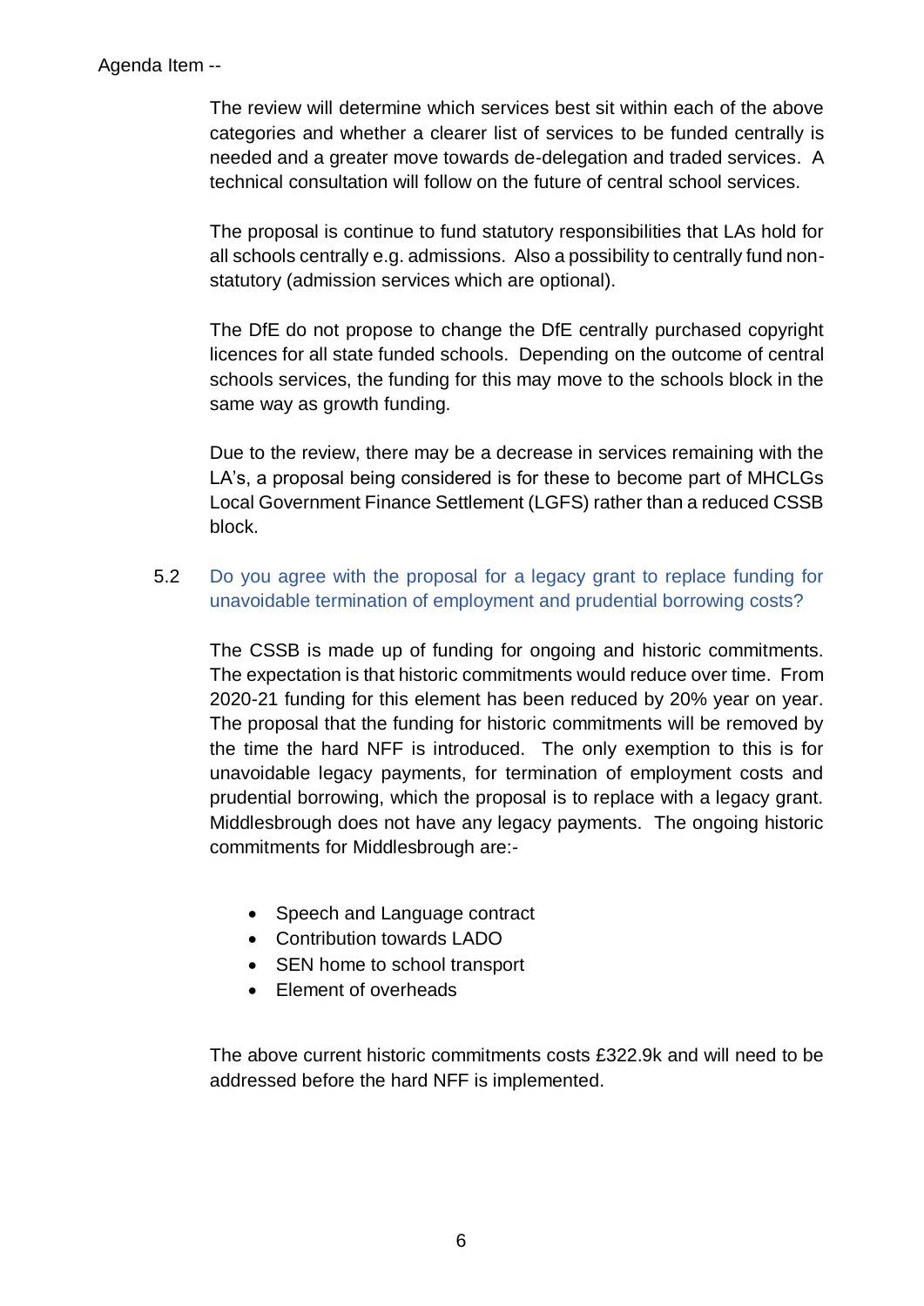The review will determine which services best sit within each of the above categories and whether a clearer list of services to be funded centrally is needed and a greater move towards de-delegation and traded services. A technical consultation will follow on the future of central school services.

The proposal is continue to fund statutory responsibilities that LAs hold for all schools centrally e.g. admissions. Also a possibility to centrally fund non-statutory (admission services which are optional).

The DfE do not propose to change the DfE centrally purchased copyright licences for all state funded schools. Depending on the outcome of central schools services, the funding for this may move to the schools block in the same way as growth funding.

Due to the review, there may be a decrease in services remaining with the LA's, a proposal being considered is for these to become part of MHCLGs Local Government Finance Settlement (LGFS) rather than a reduced CSSB block.

5.2 Do you agree with the proposal for a legacy grant to replace funding for unavoidable termination of employment and prudential borrowing costs?

The CSSB is made up of funding for ongoing and historic commitments. The expectation is that historic commitments would reduce over time. From 2020-21 funding for this element has been reduced by 20% year on year. The proposal that the funding for historic commitments will be removed by the time the hard NFF is introduced. The only exemption to this is for unavoidable legacy payments, for termination of employment costs and prudential borrowing, which the proposal is to replace with a legacy grant. Middlesbrough does not have any legacy payments. The ongoing historic commitments for Middlesbrough are:-

- Speech and Language contract
- Contribution towards LADO
- SEN home to school transport
- Element of overheads

The above current historic commitments costs £322.9k and will need to be addressed before the hard NFF is implemented.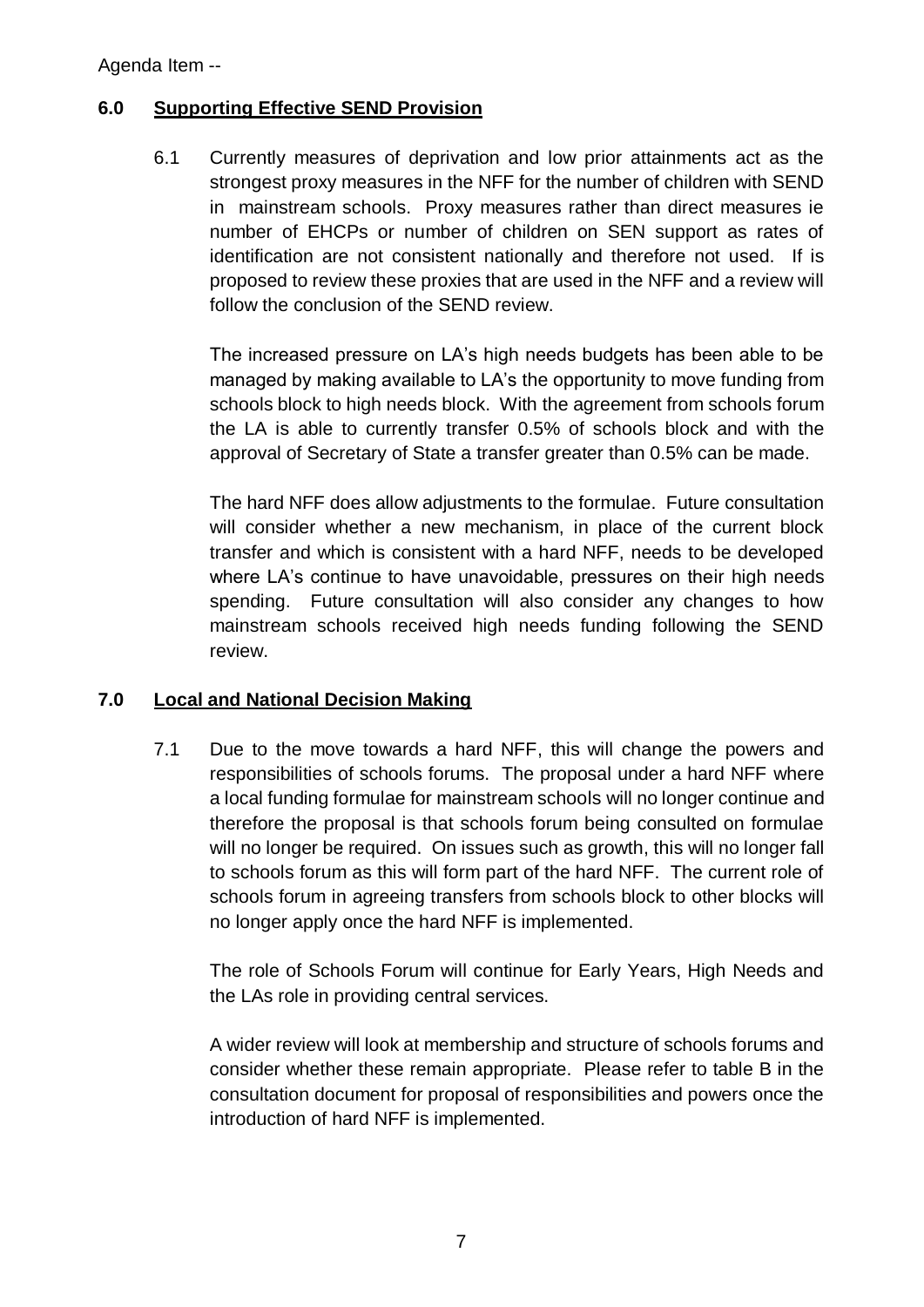Agenda Item --

## 6.0 Supporting Effective SEND Provision

6.1 Currently measures of deprivation and low prior attainments act as the strongest proxy measures in the NFF for the number of children with SEND in mainstream schools. Proxy measures rather than direct measures ie number of EHCPs or number of children on SEN support as rates of identification are not consistent nationally and therefore not used. If is proposed to review these proxies that are used in the NFF and a review will follow the conclusion of the SEND review.

The increased pressure on LA's high needs budgets has been able to be managed by making available to LA's the opportunity to move funding from schools block to high needs block. With the agreement from schools forum the LA is able to currently transfer 0.5% of schools block and with the approval of Secretary of State a transfer greater than 0.5% can be made.

The hard NFF does allow adjustments to the formulae. Future consultation will consider whether a new mechanism, in place of the current block transfer and which is consistent with a hard NFF, needs to be developed where LA's continue to have unavoidable, pressures on their high needs spending. Future consultation will also consider any changes to how mainstream schools received high needs funding following the SEND review.

## 7.0 Local and National Decision Making

7.1 Due to the move towards a hard NFF, this will change the powers and responsibilities of schools forums. The proposal under a hard NFF where a local funding formulae for mainstream schools will no longer continue and therefore the proposal is that schools forum being consulted on formulae will no longer be required. On issues such as growth, this will no longer fall to schools forum as this will form part of the hard NFF. The current role of schools forum in agreeing transfers from schools block to other blocks will no longer apply once the hard NFF is implemented.

The role of Schools Forum will continue for Early Years, High Needs and the LAs role in providing central services.

A wider review will look at membership and structure of schools forums and consider whether these remain appropriate. Please refer to table B in the consultation document for proposal of responsibilities and powers once the introduction of hard NFF is implemented.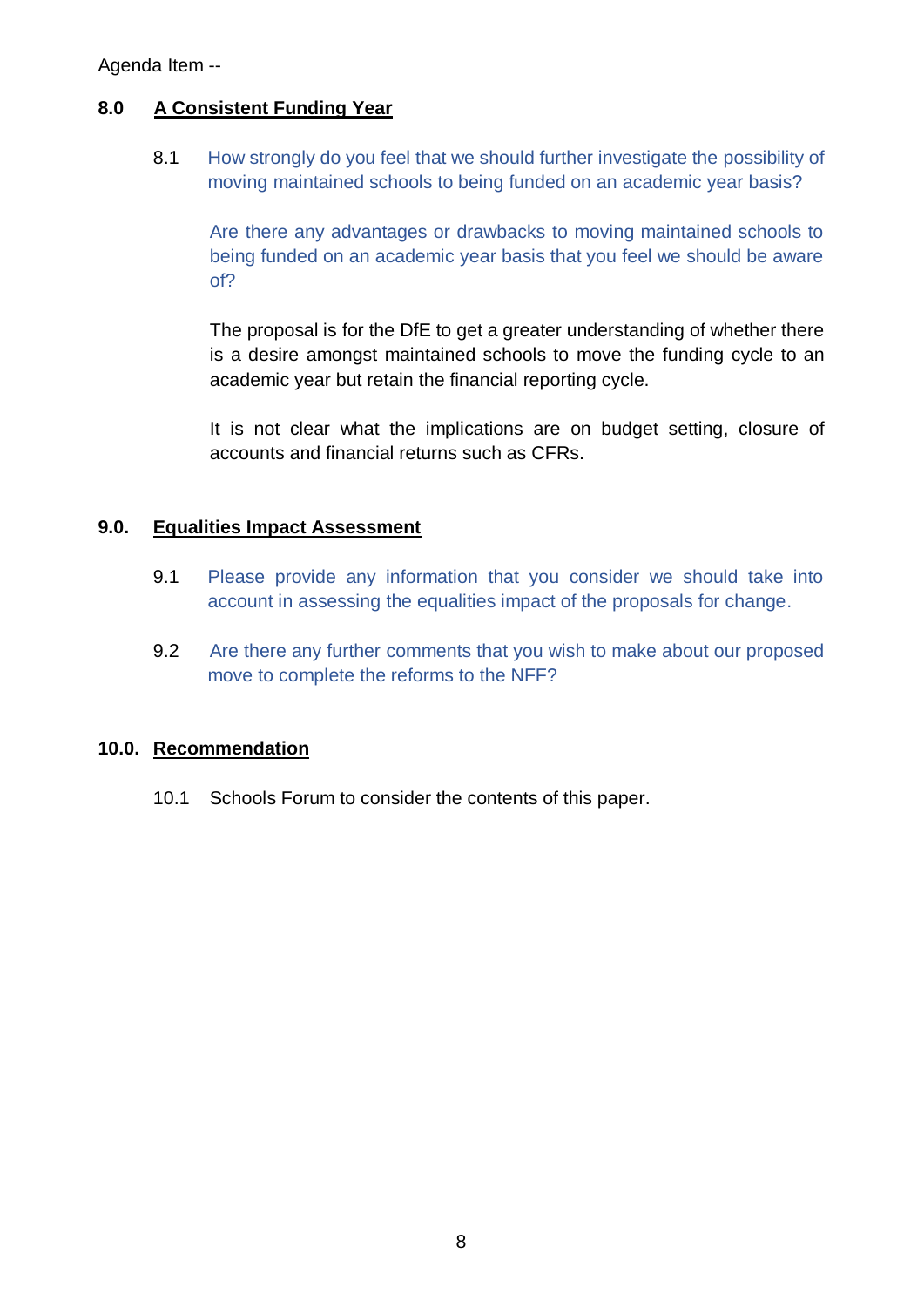Agenda Item --

## 8.0 A Consistent Funding Year

8.1 How strongly do you feel that we should further investigate the possibility of moving maintained schools to being funded on an academic year basis?

Are there any advantages or drawbacks to moving maintained schools to being funded on an academic year basis that you feel we should be aware of?

The proposal is for the DfE to get a greater understanding of whether there is a desire amongst maintained schools to move the funding cycle to an academic year but retain the financial reporting cycle.

It is not clear what the implications are on budget setting, closure of accounts and financial returns such as CFRs.

## 9.0. Equalities Impact Assessment

9.1 Please provide any information that you consider we should take into account in assessing the equalities impact of the proposals for change.

9.2 Are there any further comments that you wish to make about our proposed move to complete the reforms to the NFF?

## 10.0. Recommendation

10.1 Schools Forum to consider the contents of this paper.